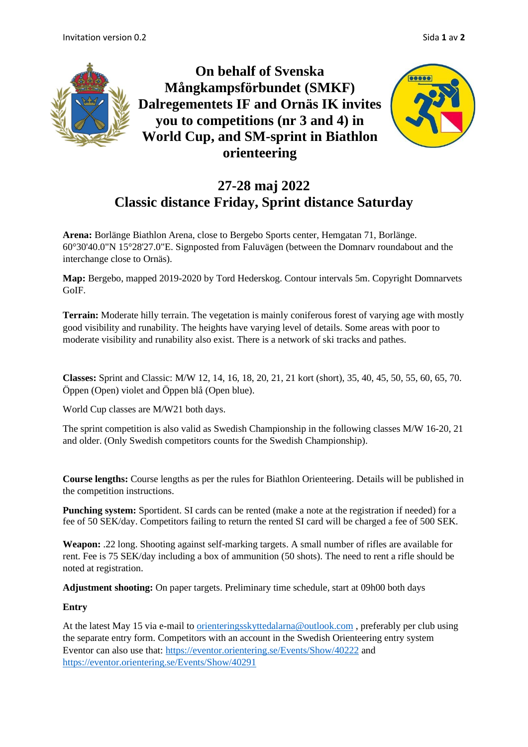# On behalf of Svenska Mångkampsförbundet (SMKF) Dalregementets IF and Ornäs IK invites you to competitions (nr 3 and 4) in World Cup, and SM-sprint in Biathlon orienteering

## 27-28 maj 2022
## Classic distance Friday, Sprint distance Saturday

**Arena:** Borlänge Biathlon Arena, close to Bergebo Sports center, Hemgatan 71, Borlänge. 60°30'40.0"N 15°28'27.0"E. Signposted from Faluvägen (between the Domnarv roundabout and the interchange close to Ornäs).

**Map:** Bergebo, mapped 2019-2020 by Tord Hederskog. Contour intervals 5m. Copyright Domnarvets GoIF.

**Terrain:** Moderate hilly terrain. The vegetation is mainly coniferous forest of varying age with mostly good visibility and runability. The heights have varying level of details. Some areas with poor to moderate visibility and runability also exist. There is a network of ski tracks and pathes.

**Classes:** Sprint and Classic: M/W 12, 14, 16, 18, 20, 21, 21 kort (short), 35, 40, 45, 50, 55, 60, 65, 70. Öppen (Open) violet and Öppen blå (Open blue).

World Cup classes are M/W21 both days.

The sprint competition is also valid as Swedish Championship in the following classes M/W 16-20, 21 and older. (Only Swedish competitors counts for the Swedish Championship).

**Course lengths:** Course lengths as per the rules for Biathlon Orienteering. Details will be published in the competition instructions.

**Punching system:** Sportident. SI cards can be rented (make a note at the registration if needed) for a fee of 50 SEK/day. Competitors failing to return the rented SI card will be charged a fee of 500 SEK.

**Weapon:** .22 long. Shooting against self-marking targets. A small number of rifles are available for rent. Fee is 75 SEK/day including a box of ammunition (50 shots). The need to rent a rifle should be noted at registration.

**Adjustment shooting:** On paper targets. Preliminary time schedule, start at 09h00 both days

**Entry**

At the latest May 15 via e-mail to orienteringsskyttedalarna@outlook.com , preferably per club using the separate entry form. Competitors with an account in the Swedish Orienteering entry system Eventor can also use that: https://eventor.orientering.se/Events/Show/40222 and https://eventor.orientering.se/Events/Show/40291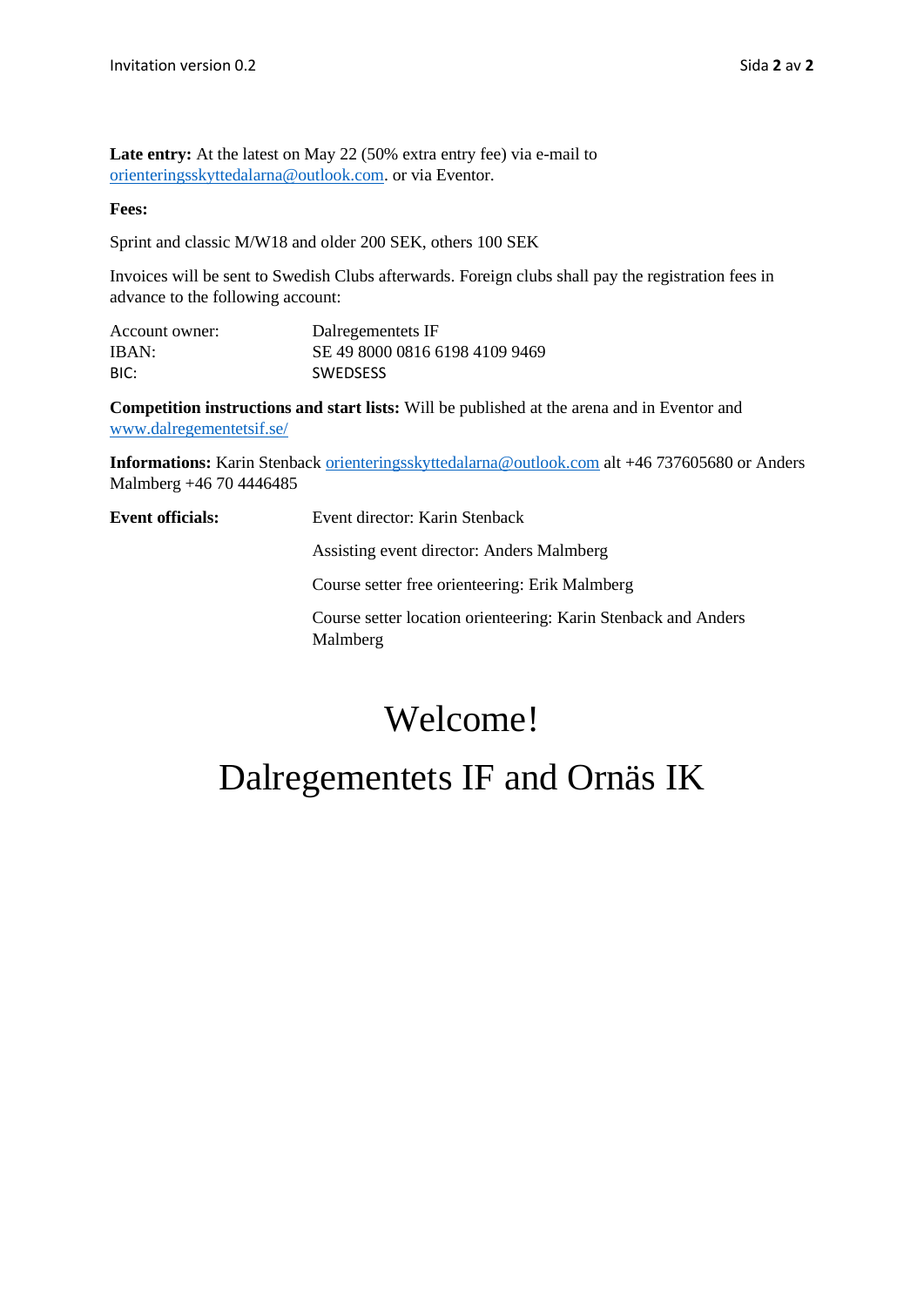**Late entry:** At the latest on May 22 (50% extra entry fee) via e-mail to orienteringsskyttedalarna@outlook.com. or via Eventor.

**Fees:**

Sprint and classic M/W18 and older 200 SEK, others 100 SEK

Invoices will be sent to Swedish Clubs afterwards. Foreign clubs shall pay the registration fees in advance to the following account:

| | |
|---|---|
| Account owner: | Dalregementets IF |
| IBAN: | SE 49 8000 0816 6198 4109 9469 |
| BIC: | SWEDSESS |

**Competition instructions and start lists:** Will be published at the arena and in Eventor and www.dalregementetsif.se/

**Informations:** Karin Stenback orienteringsskyttedalarna@outlook.com alt +46 737605680 or Anders Malmberg +46 70 4446485

**Event officials:**

Event director: Karin Stenback

Assisting event director: Anders Malmberg

Course setter free orienteering: Erik Malmberg

Course setter location orienteering: Karin Stenback and Anders Malmberg

# Welcome!

# Dalregementets IF and Ornäs IK